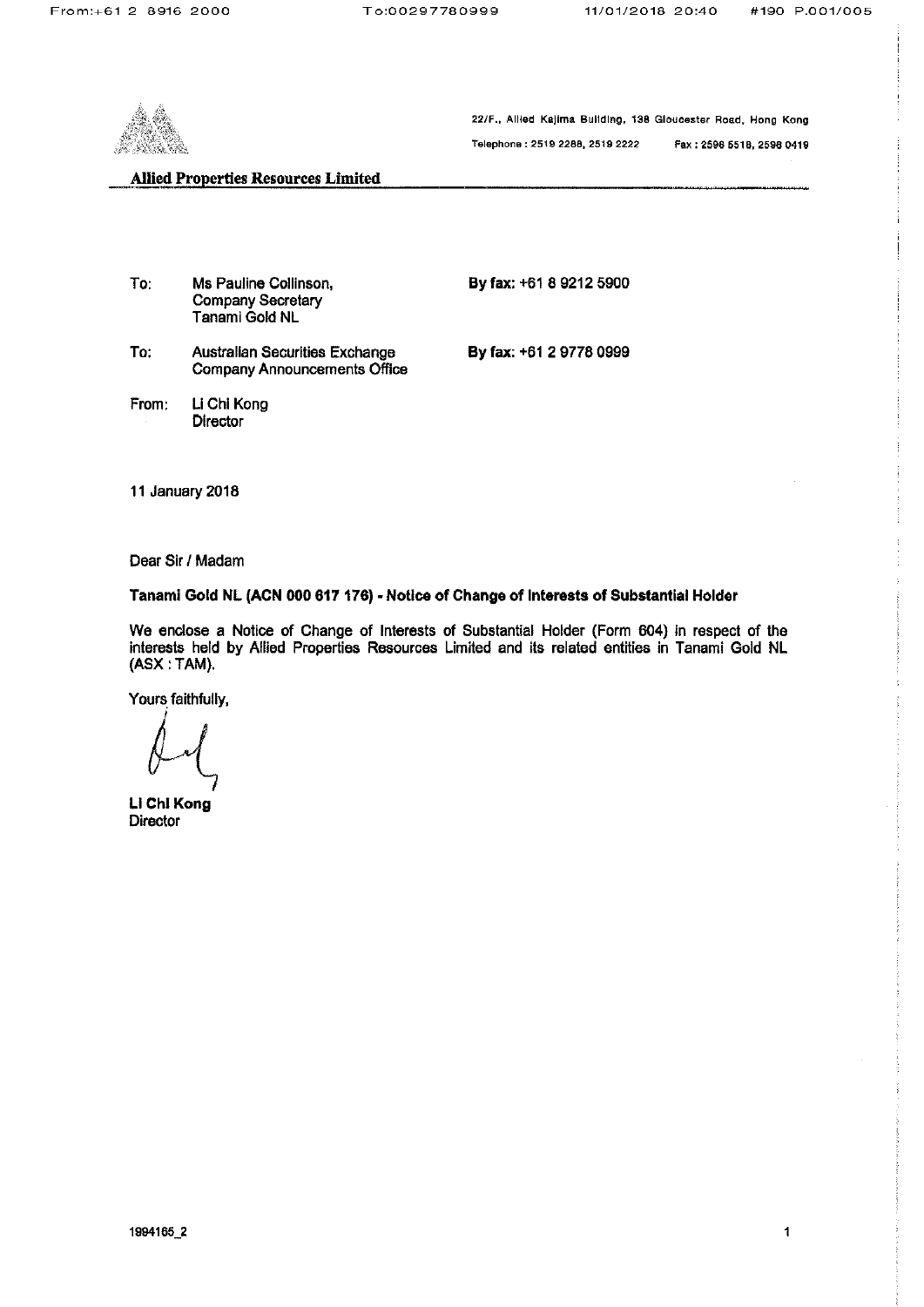22/F., Allied Kajima Building, 138 Gloucester Road, Hong Kong

Telephone : 2519 2288, 2519 2222 Fax : 2598 5518, 2598 0419

**Allied Properties Resources Limited**

| | | |
|---|---|---|
| To: | Ms Pauline Collinson, Company Secretary Tanami Gold NL | **By fax:** +61 8 9212 5900 |
| To: | Australian Securities Exchange Company Announcements Office | **By fax:** +61 2 9778 0999 |
| From: | Li Chi Kong Director | |

11 January 2018

Dear Sir / Madam

**Tanami Gold NL (ACN 000 617 176) - Notice of Change of Interests of Substantial Holder**

We enclose a Notice of Change of Interests of Substantial Holder (Form 604) in respect of the interests held by Allied Properties Resources Limited and its related entities in Tanami Gold NL (ASX : TAM).

Yours faithfully,

**Li Chi Kong**
Director

1994165_2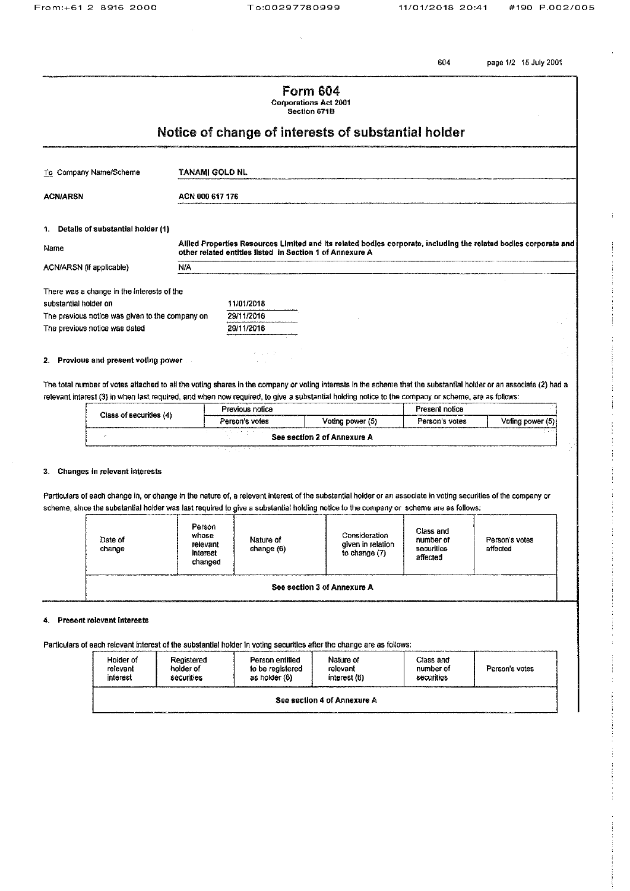# Form 604

**Corporations Act 2001**
**Section 671B**

## Notice of change of interests of substantial holder

| | |
|---|---|
| To Company Name/Scheme | **TANAMI GOLD NL** |
| **ACN/ARSN** | **ACN 000 617 176** |

### 1. Details of substantial holder (1)

| | |
|---|---|
| Name | **Allied Properties Resources Limited and its related bodies corporate, including the related bodies corporate and other related entities listed in Section 1 of Annexure A** |
| ACN/ARSN (if applicable) | N/A |

| | |
|---|---|
| There was a change in the interests of the substantial holder on | 11/01/2018 |
| The previous notice was given to the company on | 29/11/2016 |
| The previous notice was dated | 29/11/2016 |

### 2. Previous and present voting power

The total number of votes attached to all the voting shares in the company or voting interests in the scheme that the substantial holder or an associate (2) had a relevant interest (3) in when last required, and when now required, to give a substantial holding notice to the company or scheme, are as follows:

| Class of securities (4) | Previous notice | | Present notice | |
|---|---|---|---|---|
| | Person's votes | Voting power (5) | Person's votes | Voting power (5) |
| See section 2 of Annexure A | | | | |

### 3. Changes in relevant interests

Particulars of each change in, or change in the nature of, a relevant interest of the substantial holder or an associate in voting securities of the company or scheme, since the substantial holder was last required to give a substantial holding notice to the company or scheme are as follows:

| Date of change | Person whose relevant interest changed | Nature of change (6) | Consideration given in relation to change (7) | Class and number of securities affected | Person's votes affected |
|---|---|---|---|---|---|
| See section 3 of Annexure A | | | | | |

### 4. Present relevant interests

Particulars of each relevant interest of the substantial holder in voting securities after the change are as follows:

| Holder of relevant interest | Registered holder of securities | Person entitled to be registered as holder (8) | Nature of relevant interest (6) | Class and number of securities | Person's votes |
|---|---|---|---|---|---|
| See section 4 of Annexure A | | | | | |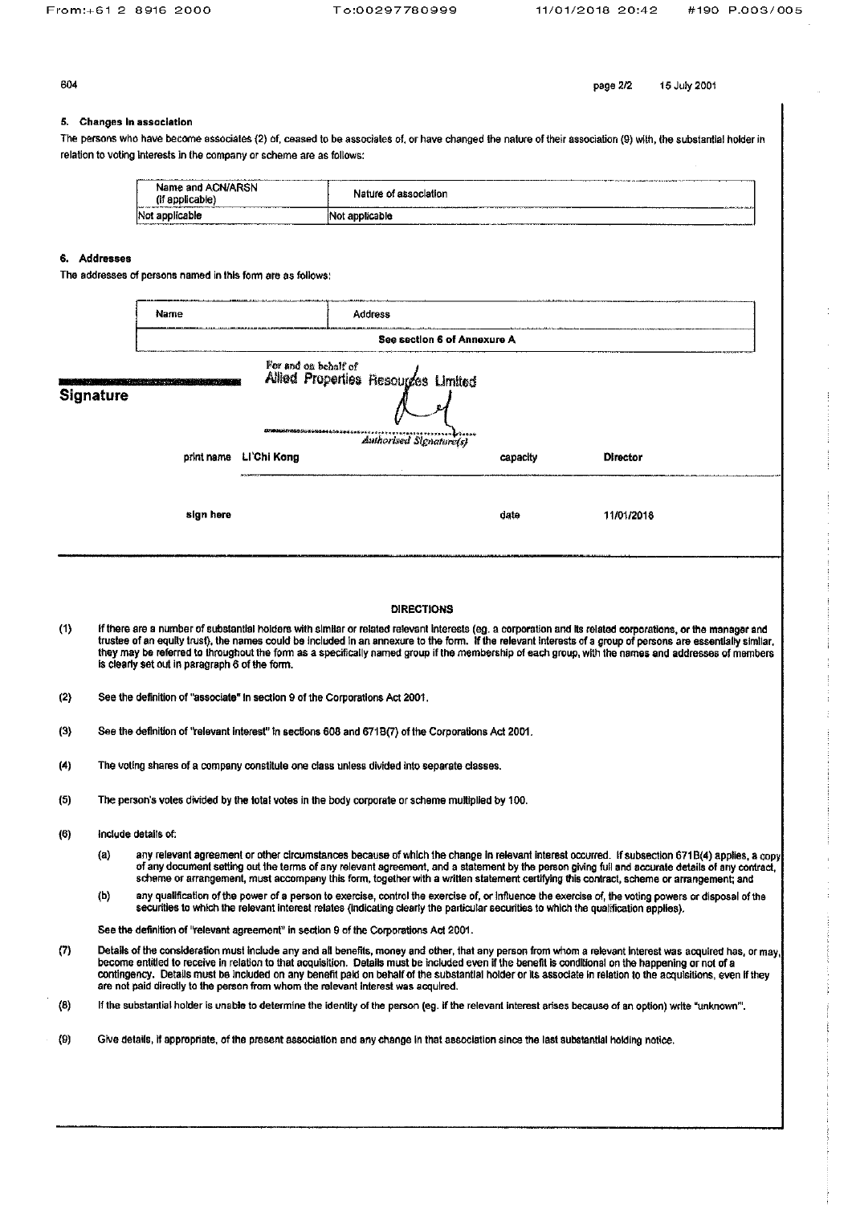### 5. Changes in association

The persons who have become associates (2) of, ceased to be associates of, or have changed the nature of their association (9) with, the substantial holder in relation to voting interests in the company or scheme are as follows:

| Name and ACN/ARSN (if applicable) | Nature of association |
|---|---|
| Not applicable | Not applicable |

### 6. Addresses

The addresses of persons named in this form are as follows:

| Name | Address |
|---|---|
| See section 6 of Annexure A | |

## Signature

For and on behalf of
Allied Properties Resources Limited

*Authorised Signature(s)*

print name Li Chi Kong capacity Director

sign here date 11/01/2018

---

**DIRECTIONS**

(1) If there are a number of substantial holders with similar or related relevant interests (eg. a corporation and its related corporations, or the manager and trustee of an equity trust), the names could be included in an annexure to the form. If the relevant interests of a group of persons are essentially similar, they may be referred to throughout the form as a specifically named group if the membership of each group, with the names and addresses of members is clearly set out in paragraph 6 of the form.

(2) See the definition of "associate" in section 9 of the Corporations Act 2001.

(3) See the definition of "relevant interest" in sections 608 and 671B(7) of the Corporations Act 2001.

(4) The voting shares of a company constitute one class unless divided into separate classes.

(5) The person's votes divided by the total votes in the body corporate or scheme multiplied by 100.

(6) Include details of:

(a) any relevant agreement or other circumstances because of which the change in relevant interest occurred. If subsection 671B(4) applies, a copy of any document setting out the terms of any relevant agreement, and a statement by the person giving full and accurate details of any contract, scheme or arrangement, must accompany this form, together with a written statement certifying this contract, scheme or arrangement; and

(b) any qualification of the power of a person to exercise, control the exercise of, or influence the exercise of, the voting powers or disposal of the securities to which the relevant interest relates (indicating clearly the particular securities to which the qualification applies).

See the definition of "relevant agreement" in section 9 of the Corporations Act 2001.

(7) Details of the consideration must include any and all benefits, money and other, that any person from whom a relevant interest was acquired has, or may, become entitled to receive in relation to that acquisition. Details must be included even if the benefit is conditional on the happening or not of a contingency. Details must be included on any benefit paid on behalf of the substantial holder or its associate in relation to the acquisitions, even if they are not paid directly to the person from whom the relevant interest was acquired.

(8) If the substantial holder is unable to determine the identity of the person (eg. if the relevant interest arises because of an option) write "unknown".

(9) Give details, if appropriate, of the present association and any change in that association since the last substantial holding notice.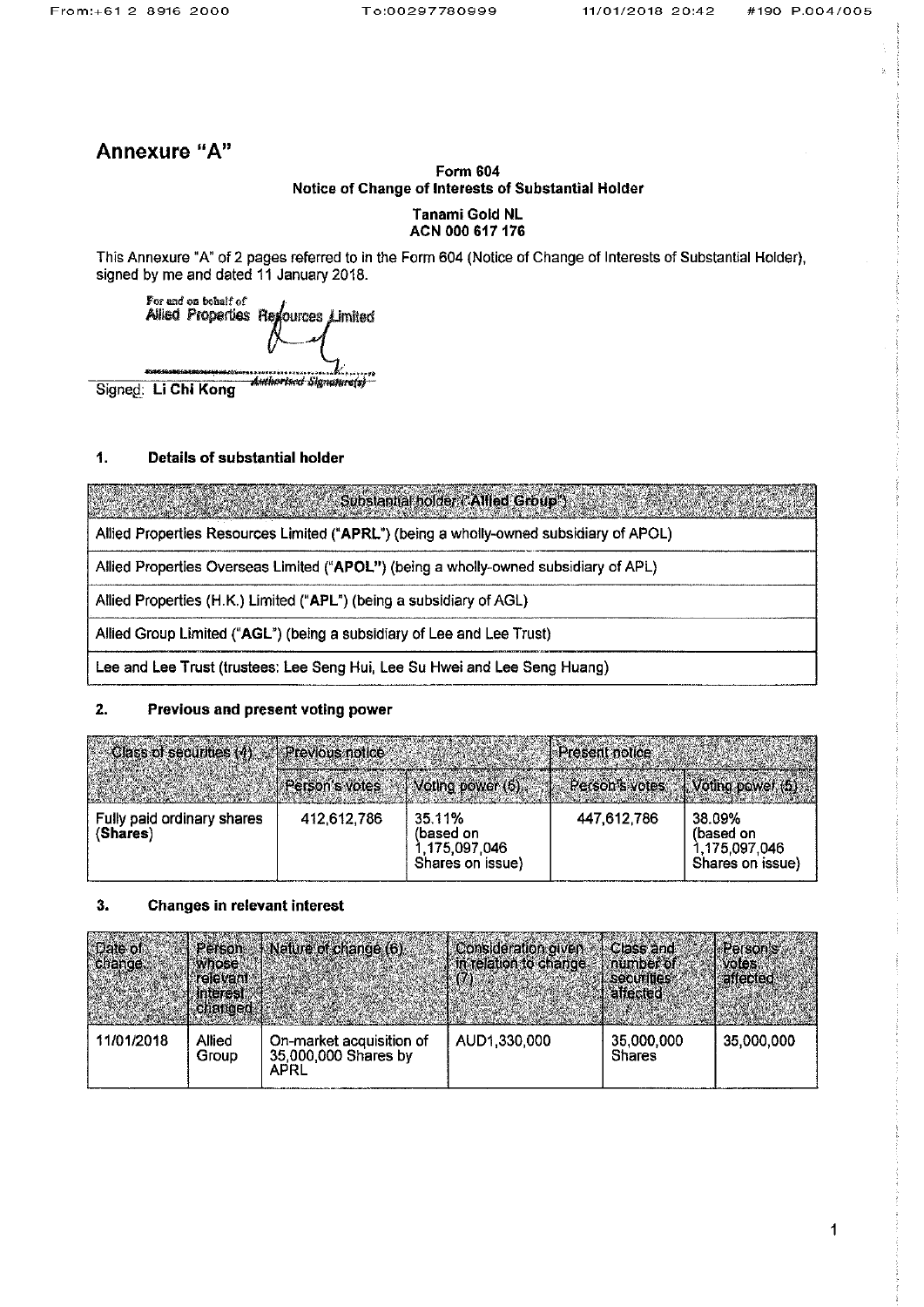# Annexure "A"

**Form 604**
**Notice of Change of Interests of Substantial Holder**

**Tanami Gold NL**
**ACN 000 617 176**

This Annexure "A" of 2 pages referred to in the Form 604 (Notice of Change of Interests of Substantial Holder), signed by me and dated 11 January 2018.

For and on behalf of
Allied Properties Resources Limited

Authorised Signature(s)

Signed: **Li Chi Kong**

## 1. Details of substantial holder

| Substantial holder ("Allied Group") |
|---|
| Allied Properties Resources Limited ("**APRL**") (being a wholly-owned subsidiary of APOL) |
| Allied Properties Overseas Limited ("**APOL**") (being a wholly-owned subsidiary of APL) |
| Allied Properties (H.K.) Limited ("**APL**") (being a subsidiary of AGL) |
| Allied Group Limited ("**AGL**") (being a subsidiary of Lee and Lee Trust) |
| Lee and Lee Trust (trustees: Lee Seng Hui, Lee Su Hwei and Lee Seng Huang) |

## 2. Previous and present voting power

| Class of securities (4) | Previous notice | | Present notice | |
|---|---|---|---|---|
| | Person's votes | Voting power (5) | Person's votes | Voting power (5) |
| Fully paid ordinary shares (**Shares**) | 412,612,786 | 35.11% (based on 1,175,097,046 Shares on issue) | 447,612,786 | 38.09% (based on 1,175,097,046 Shares on issue) |

## 3. Changes in relevant interest

| Date of change | Person whose relevant interest changed | Nature of change (6) | Consideration given in relation to change (7) | Class and number of securities affected | Person's votes affected |
|---|---|---|---|---|---|
| 11/01/2018 | Allied Group | On-market acquisition of 35,000,000 Shares by APRL | AUD1,330,000 | 35,000,000 Shares | 35,000,000 |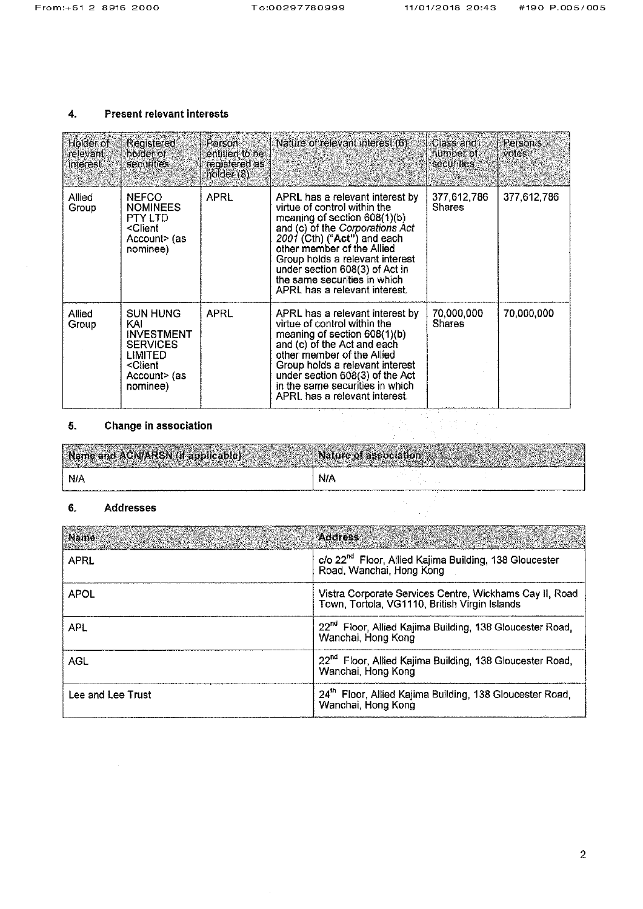## 4. Present relevant interests

| Holder of relevant interest | Registered holder of securities | Person entitled to be registered as holder (8) | Nature of relevant interest (6) | Class and number of securities | Person's votes |
|---|---|---|---|---|---|
| Allied Group | NEFCO NOMINEES PTY LTD <Client Account> (as nominee) | APRL | APRL has a relevant interest by virtue of control within the meaning of section 608(1)(b) and (c) of the *Corporations Act 2001* (Cth) ("**Act**") and each other member of the Allied Group holds a relevant interest under section 608(3) of Act in the same securities in which APRL has a relevant interest. | 377,612,786 Shares | 377,612,786 |
| Allied Group | SUN HUNG KAI INVESTMENT SERVICES LIMITED <Client Account> (as nominee) | APRL | APRL has a relevant interest by virtue of control within the meaning of section 608(1)(b) and (c) of the Act and each other member of the Allied Group holds a relevant interest under section 608(3) of the Act in the same securities in which APRL has a relevant interest. | 70,000,000 Shares | 70,000,000 |

## 5. Change in association

| Name and ACN/ARSN (if applicable) | Nature of association |
|---|---|
| N/A | N/A |

## 6. Addresses

| Name | Address |
|---|---|
| APRL | c/o 22nd Floor, Allied Kajima Building, 138 Gloucester Road, Wanchai, Hong Kong |
| APOL | Vistra Corporate Services Centre, Wickhams Cay II, Road Town, Tortola, VG1110, British Virgin Islands |
| APL | 22nd Floor, Allied Kajima Building, 138 Gloucester Road, Wanchai, Hong Kong |
| AGL | 22nd Floor, Allied Kajima Building, 138 Gloucester Road, Wanchai, Hong Kong |
| Lee and Lee Trust | 24th Floor, Allied Kajima Building, 138 Gloucester Road, Wanchai, Hong Kong |